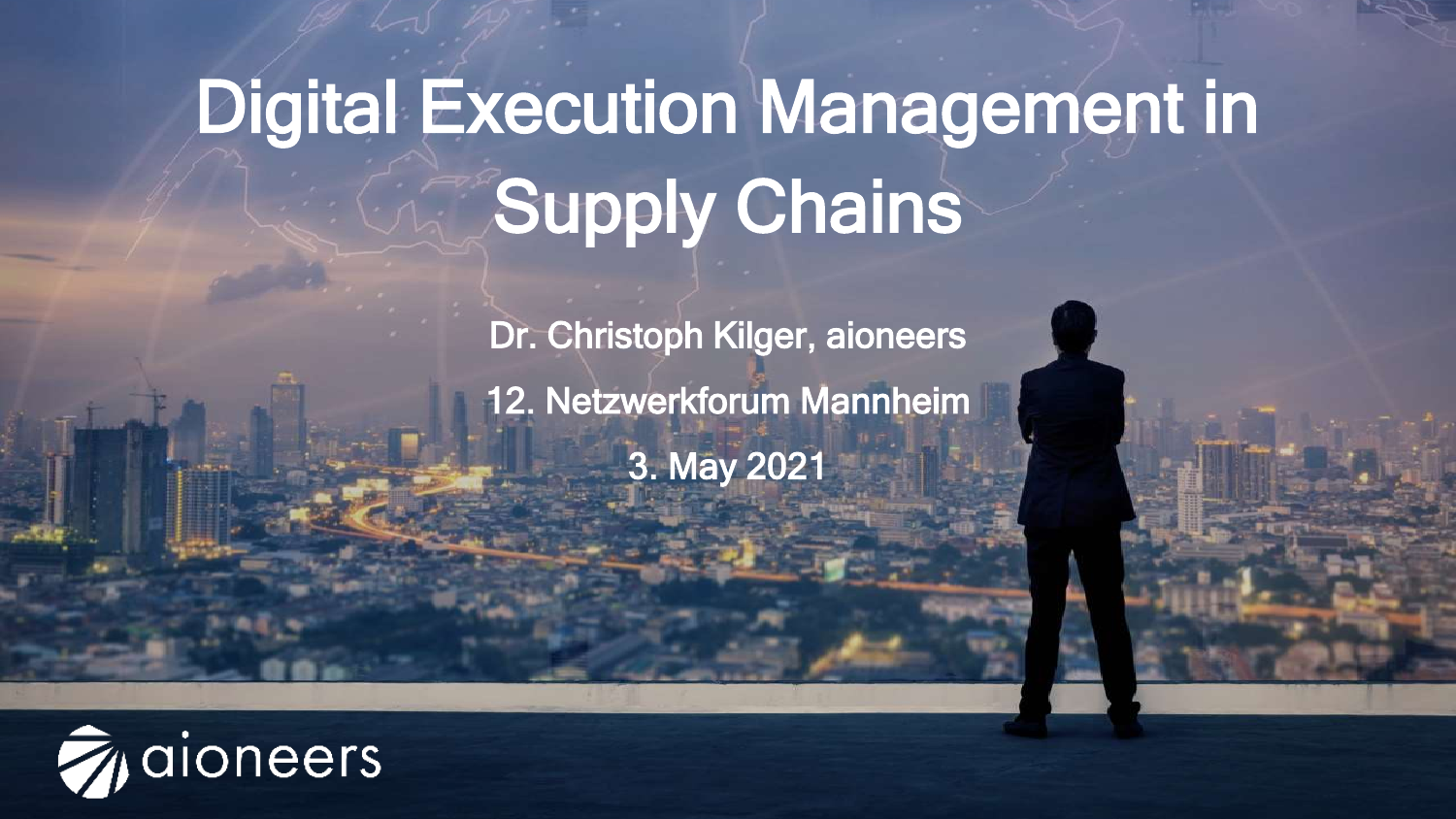# Digital Execution Management in Supply Chains

Dr. Christoph Kilger, aioneers

12. Netzwerkforum Mannheim

3. May 2021

aioneers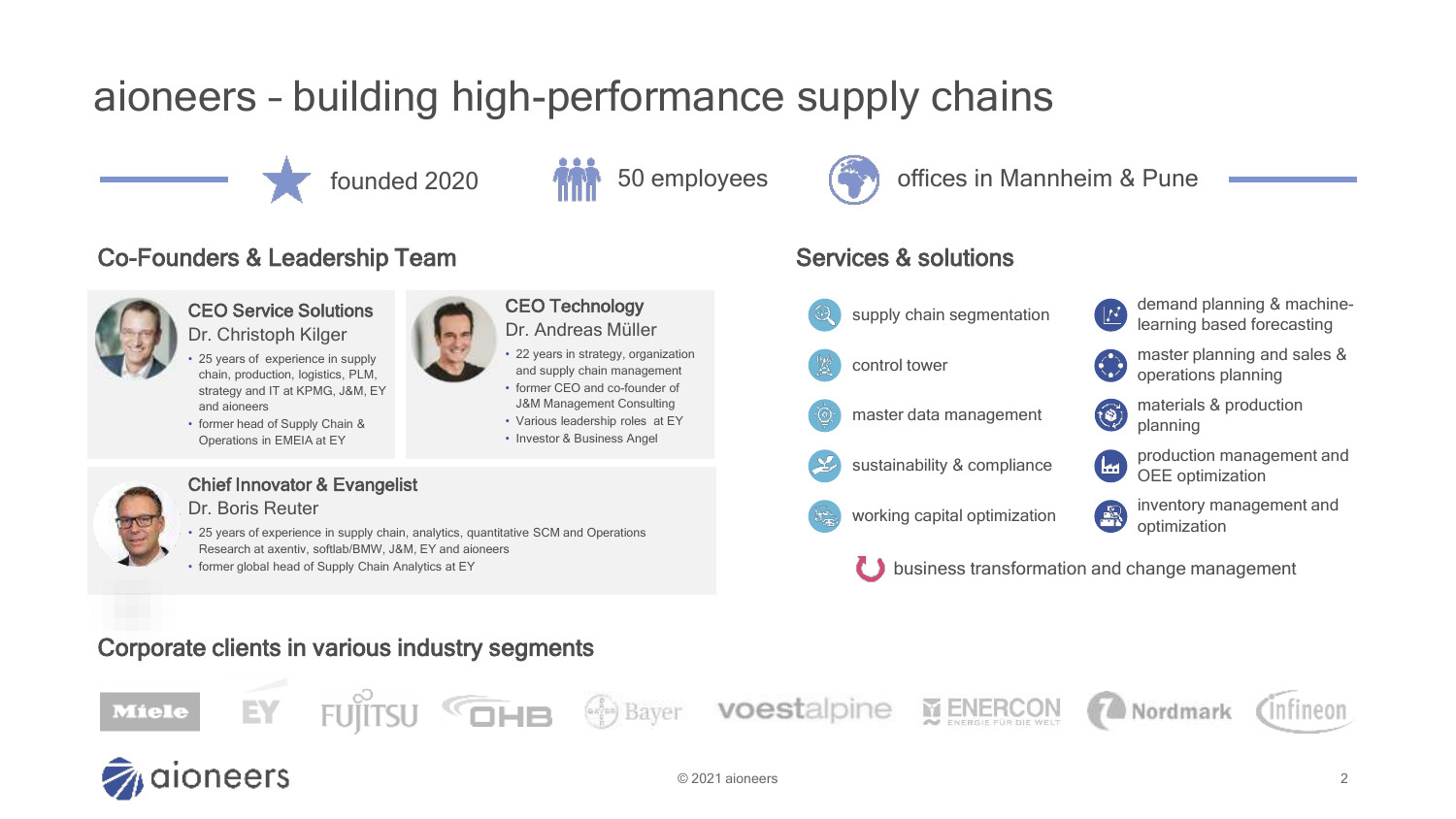# aioneers – building high-performance supply chains

founded 2020 | 50 employees | offices in Mannheim & Pune

## Co-Founders & Leadership Team

### CEO Service Solutions
Dr. Christoph Kilger

- 25 years of experience in supply chain, production, logistics, PLM, strategy and IT at KPMG, J&M, EY and aioneers
- former head of Supply Chain & Operations in EMEIA at EY

### CEO Technology
Dr. Andreas Müller

- 22 years in strategy, organization and supply chain management
- former CEO and co-founder of J&M Management Consulting
- Various leadership roles at EY
- Investor & Business Angel

### Chief Innovator & Evangelist
Dr. Boris Reuter

- 25 years of experience in supply chain, analytics, quantitative SCM and Operations Research at axentiv, softlab/BMW, J&M, EY and aioneers
- former global head of Supply Chain Analytics at EY

## Services & solutions

- supply chain segmentation
- control tower
- master data management
- sustainability & compliance
- working capital optimization
- demand planning & machine-learning based forecasting
- master planning and sales & operations planning
- materials & production planning
- production management and OEE optimization
- inventory management and optimization
- business transformation and change management

## Corporate clients in various industry segments

Miele, EY, Fujitsu, OHB, Bayer, voestalpine, ENERCON, Nordmark, Infineon

aioneers

© 2021 aioneers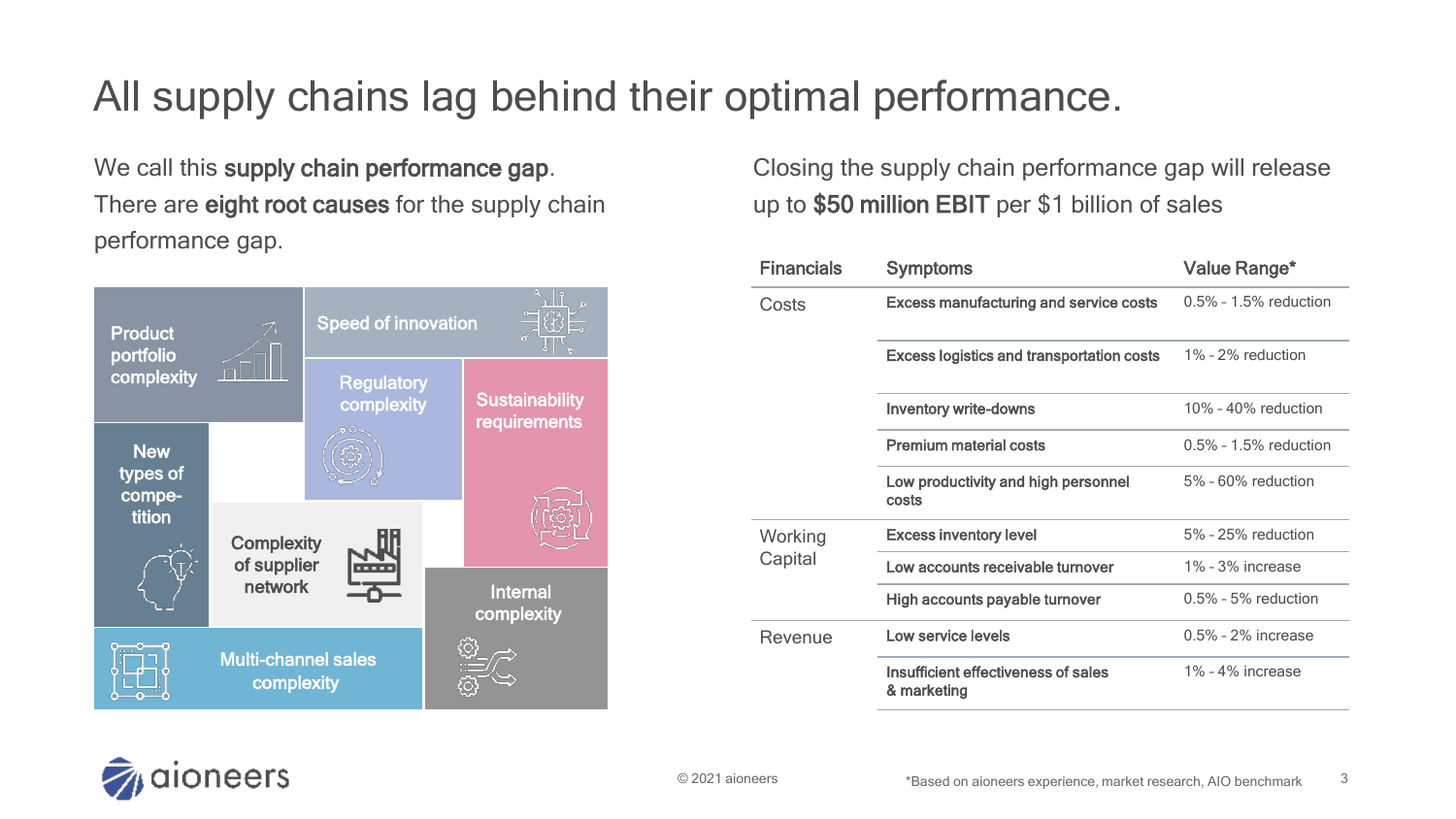# All supply chains lag behind their optimal performance.

We call this **supply chain performance gap**.
There are **eight root causes** for the supply chain performance gap.

- Product portfolio complexity
- Speed of innovation
- Regulatory complexity
- Sustainability requirements
- New types of competition
- Complexity of supplier network
- Internal complexity
- Multi-channel sales complexity

Closing the supply chain performance gap will release up to **$50 million EBIT** per $1 billion of sales

| Financials | Symptoms | Value Range* |
|---|---|---|
| Costs | Excess manufacturing and service costs | 0.5% - 1.5% reduction |
| | Excess logistics and transportation costs | 1% - 2% reduction |
| | Inventory write-downs | 10% - 40% reduction |
| | Premium material costs | 0.5% - 1.5% reduction |
| | Low productivity and high personnel costs | 5% - 60% reduction |
| Working Capital | Excess inventory level | 5% - 25% reduction |
| | Low accounts receivable turnover | 1% - 3% increase |
| | High accounts payable turnover | 0.5% - 5% reduction |
| Revenue | Low service levels | 0.5% - 2% increase |
| | Insufficient effectiveness of sales & marketing | 1% - 4% increase |

© 2021 aioneers

*Based on aioneers experience, market research, AIO benchmark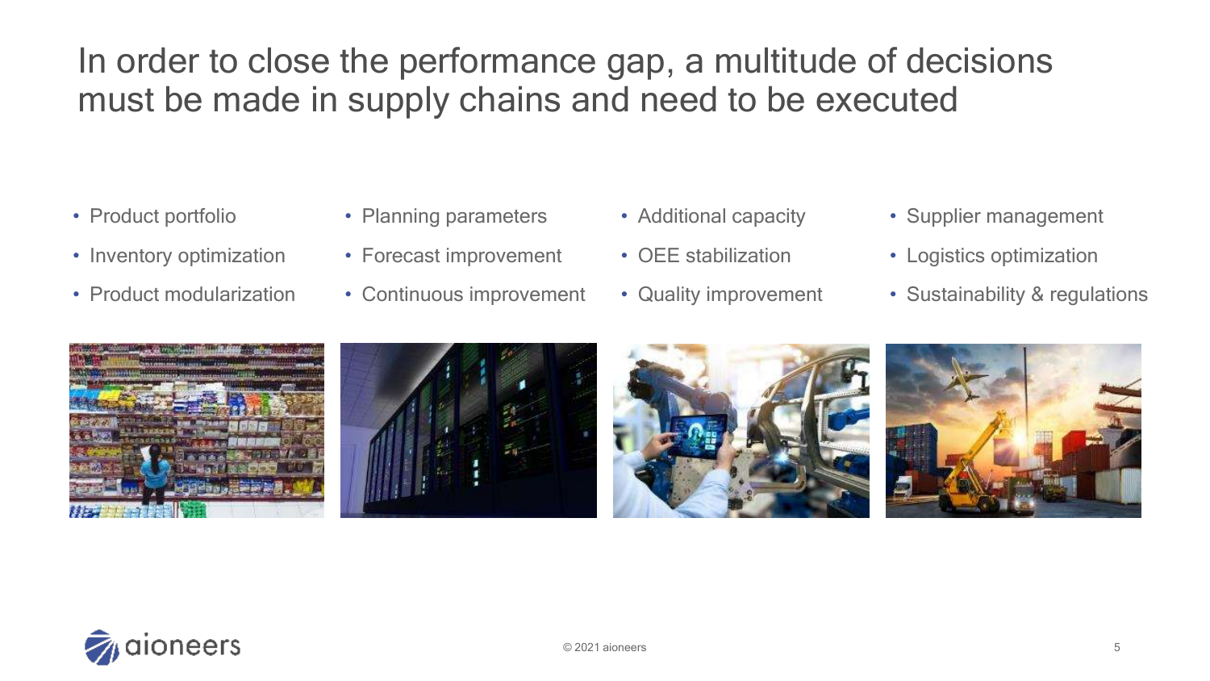# In order to close the performance gap, a multitude of decisions must be made in supply chains and need to be executed

- Product portfolio
- Inventory optimization
- Product modularization

- Planning parameters
- Forecast improvement
- Continuous improvement

- Additional capacity
- OEE stabilization
- Quality improvement

- Supplier management
- Logistics optimization
- Sustainability & regulations

© 2021 aioneers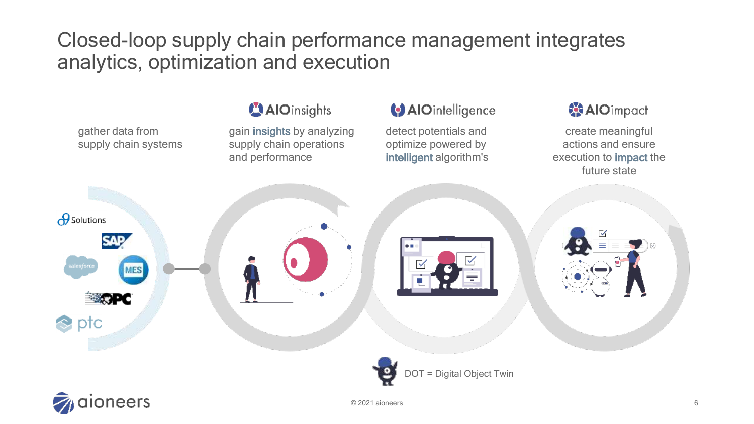# Closed-loop supply chain performance management integrates analytics, optimization and execution

gather data from supply chain systems

**AIOinsights**

gain **insights** by analyzing supply chain operations and performance

**AIOintelligence**

detect potentials and optimize powered by **intelligent** algorithm's

**AIOimpact**

create meaningful actions and ensure execution to **impact** the future state

Solutions

SAP

salesforce

MES

OPC

ptc

DOT = Digital Object Twin

© 2021 aioneers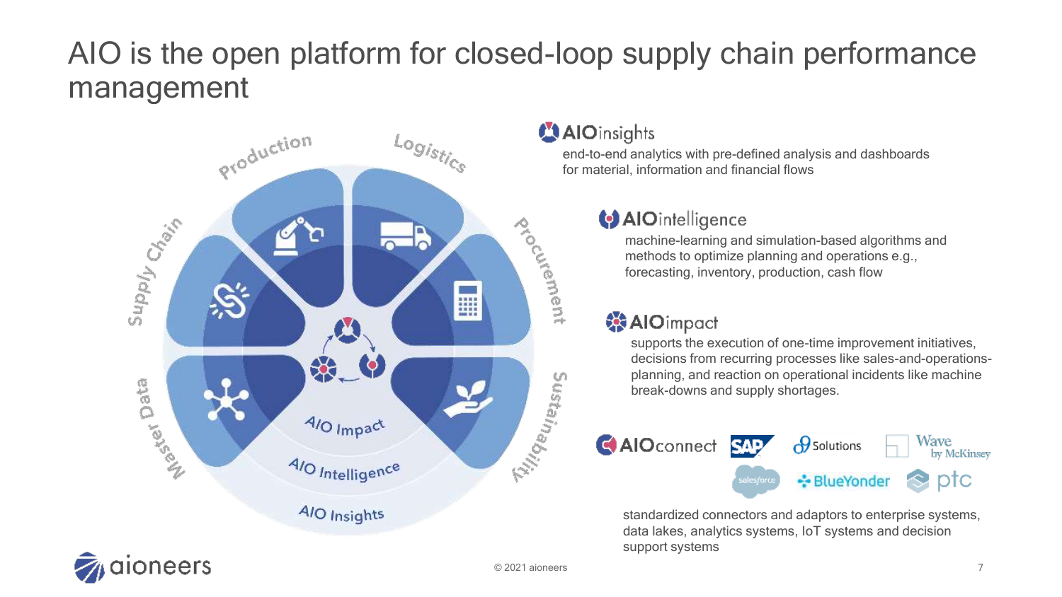# AIO is the open platform for closed-loop supply chain performance management

Production · Logistics · Procurement · Sustainability · Master Data · Supply Chain

AIO Impact

AIO Intelligence

AIO Insights

### AIOinsights

end-to-end analytics with pre-defined analysis and dashboards for material, information and financial flows

### AIOintelligence

machine-learning and simulation-based algorithms and methods to optimize planning and operations e.g., forecasting, inventory, production, cash flow

### AIOimpact

supports the execution of one-time improvement initiatives, decisions from recurring processes like sales-and-operations-planning, and reaction on operational incidents like machine break-downs and supply shortages.

### AIOconnect

SAP · Solutions · Wave by McKinsey · salesforce · BlueYonder · ptc

standardized connectors and adaptors to enterprise systems, data lakes, analytics systems, IoT systems and decision support systems

aioneers

© 2021 aioneers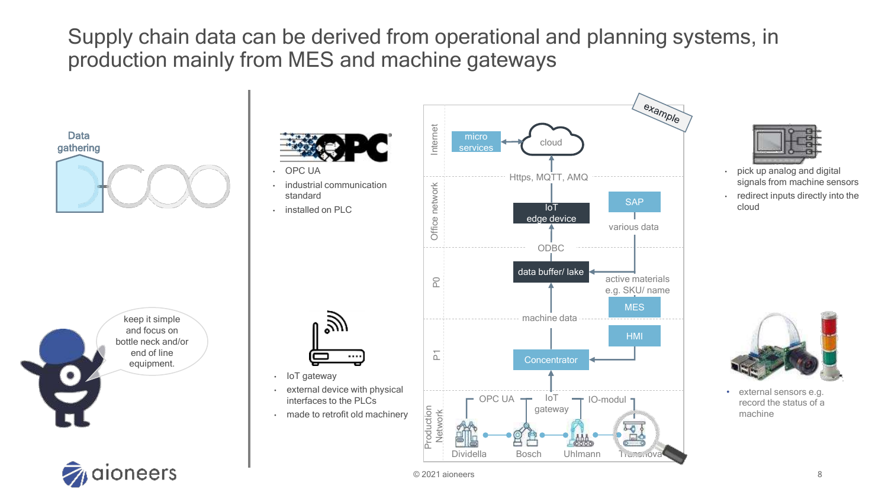# Supply chain data can be derived from operational and planning systems, in production mainly from MES and machine gateways

Data gathering

keep it simple and focus on bottle neck and/or end of line equipment.

- OPC UA
- industrial communication standard
- installed on PLC

- IoT gateway
- external device with physical interfaces to the PLCs
- made to retrofit old machinery

example

Internet: micro services ↔ cloud

Https, MQTT, AMQ

Office network: IoT edge device; SAP — various data

ODBC

P0: data buffer/ lake; active materials e.g. SKU/ name; MES

machine data

P1: Concentrator; HMI

Production Network: OPC UA, IoT gateway, IO-modul — Dividella, Bosch, Uhlmann, Transnova

- pick up analog and digital signals from machine sensors
- redirect inputs directly into the cloud

- external sensors e.g. record the status of a machine

aioneers

© 2021 aioneers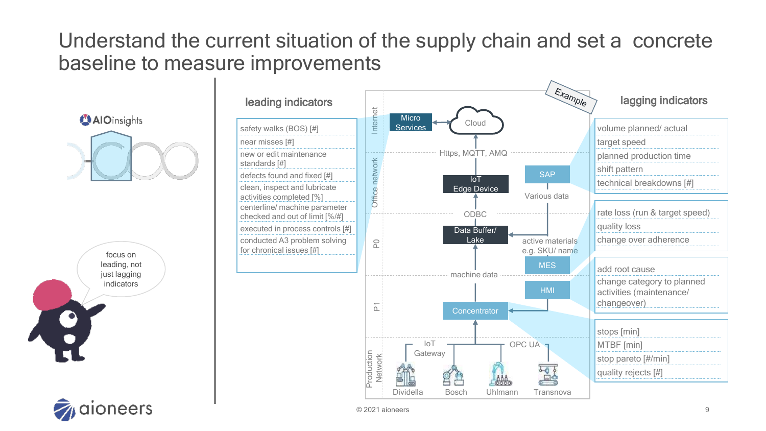# Understand the current situation of the supply chain and set a concrete baseline to measure improvements

AIOinsights

focus on leading, not just lagging indicators

## leading indicators

- safety walks (BOS) [#]
- near misses [#]
- new or edit maintenance standards [#]
- defects found and fixed [#]
- clean, inspect and lubricate activities completed [%]
- centerline/ machine parameter checked and out of limit [%/#]
- executed in process controls [#]
- conducted A3 problem solving for chronical issues [#]

Example

Internet: Micro Services — Cloud

Https, MQTT, AMQ

Office network: IoT Edge Device; SAP — Various data

ODBC

P0: Data Buffer/ Lake — active materials e.g. SKU/ name; MES

machine data

P1: Concentrator; HMI

Production Network: IoT Gateway; OPC UA — Dividella, Bosch, Uhlmann, Transnova

## lagging indicators

- volume planned/ actual
- target speed
- planned production time
- shift pattern
- technical breakdowns [#]

- rate loss (run & target speed)
- quality loss
- change over adherence

- add root cause
- change category to planned activities (maintenance/ changeover)

- stops [min]
- MTBF [min]
- stop pareto [#/min]
- quality rejects [#]

© 2021 aioneers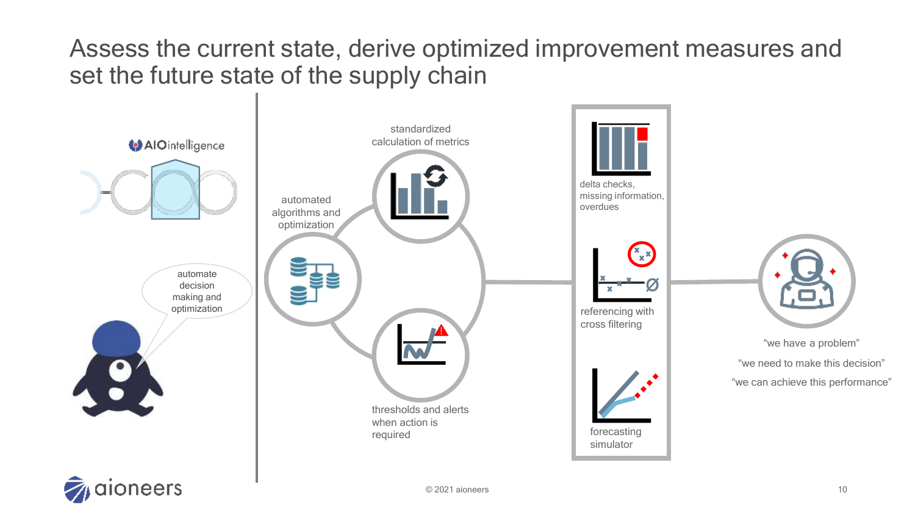# Assess the current state, derive optimized improvement measures and set the future state of the supply chain

AIO intelligence

automate decision making and optimization

standardized calculation of metrics

automated algorithms and optimization

thresholds and alerts when action is required

delta checks, missing information, overdues

referencing with cross filtering

forecasting simulator

"we have a problem"

"we need to make this decision"

"we can achieve this performance"

© 2021 aioneers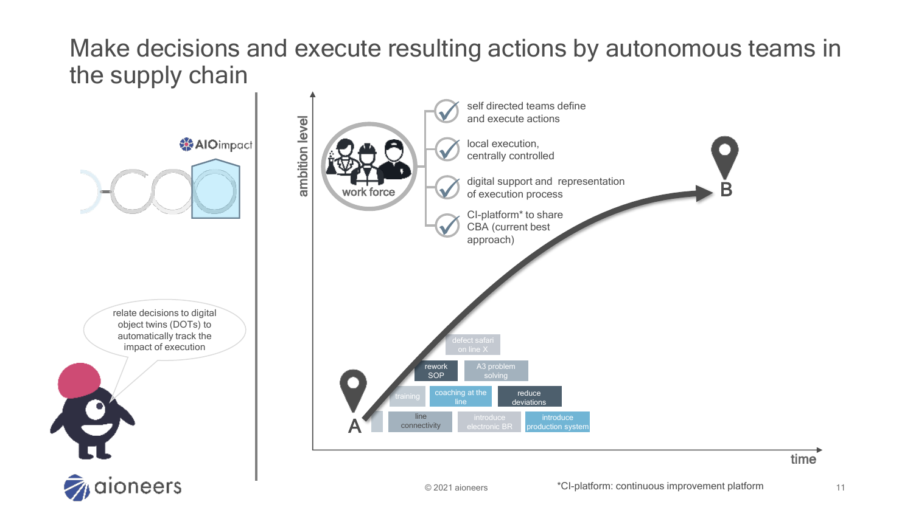# Make decisions and execute resulting actions by autonomous teams in the supply chain

AIOimpact

relate decisions to digital object twins (DOTs) to automatically track the impact of execution

ambition level

work force

- self directed teams define and execute actions
- local execution, centrally controlled
- digital support and representation of execution process
- CI-platform* to share CBA (current best approach)

A

B

defect safari on line X

rework SOP

A3 problem solving

training

coaching at the line

reduce deviations

line connectivity

introduce electronic BR

introduce production system

time

© 2021 aioneers

*CI-platform: continuous improvement platform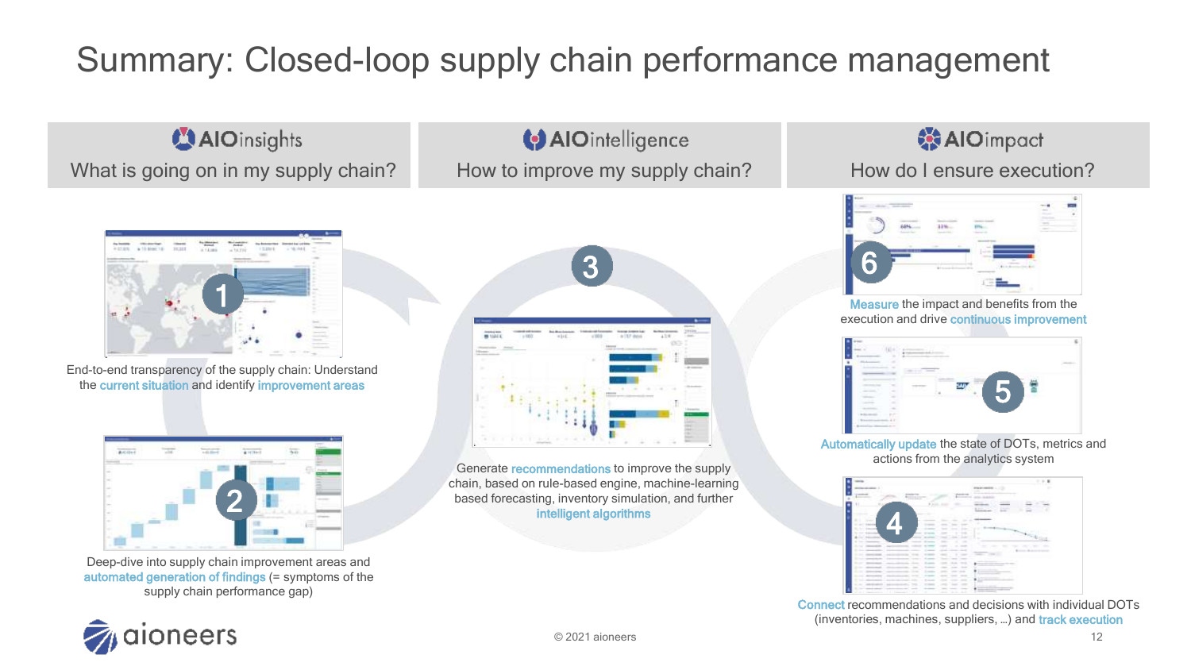# Summary: Closed-loop supply chain performance management

## AIOinsights
**What is going on in my supply chain?**

1. End-to-end transparency of the supply chain: Understand the current situation and identify improvement areas

2. Deep-dive into supply chain improvement areas and automated generation of findings (= symptoms of the supply chain performance gap)

## AIOintelligence
**How to improve my supply chain?**

3. Generate recommendations to improve the supply chain, based on rule-based engine, machine-learning based forecasting, inventory simulation, and further intelligent algorithms

## AIOimpact
**How do I ensure execution?**

4. Connect recommendations and decisions with individual DOTs (inventories, machines, suppliers, …) and track execution

5. Automatically update the state of DOTs, metrics and actions from the analytics system

6. Measure the impact and benefits from the execution and drive continuous improvement

aioneers

© 2021 aioneers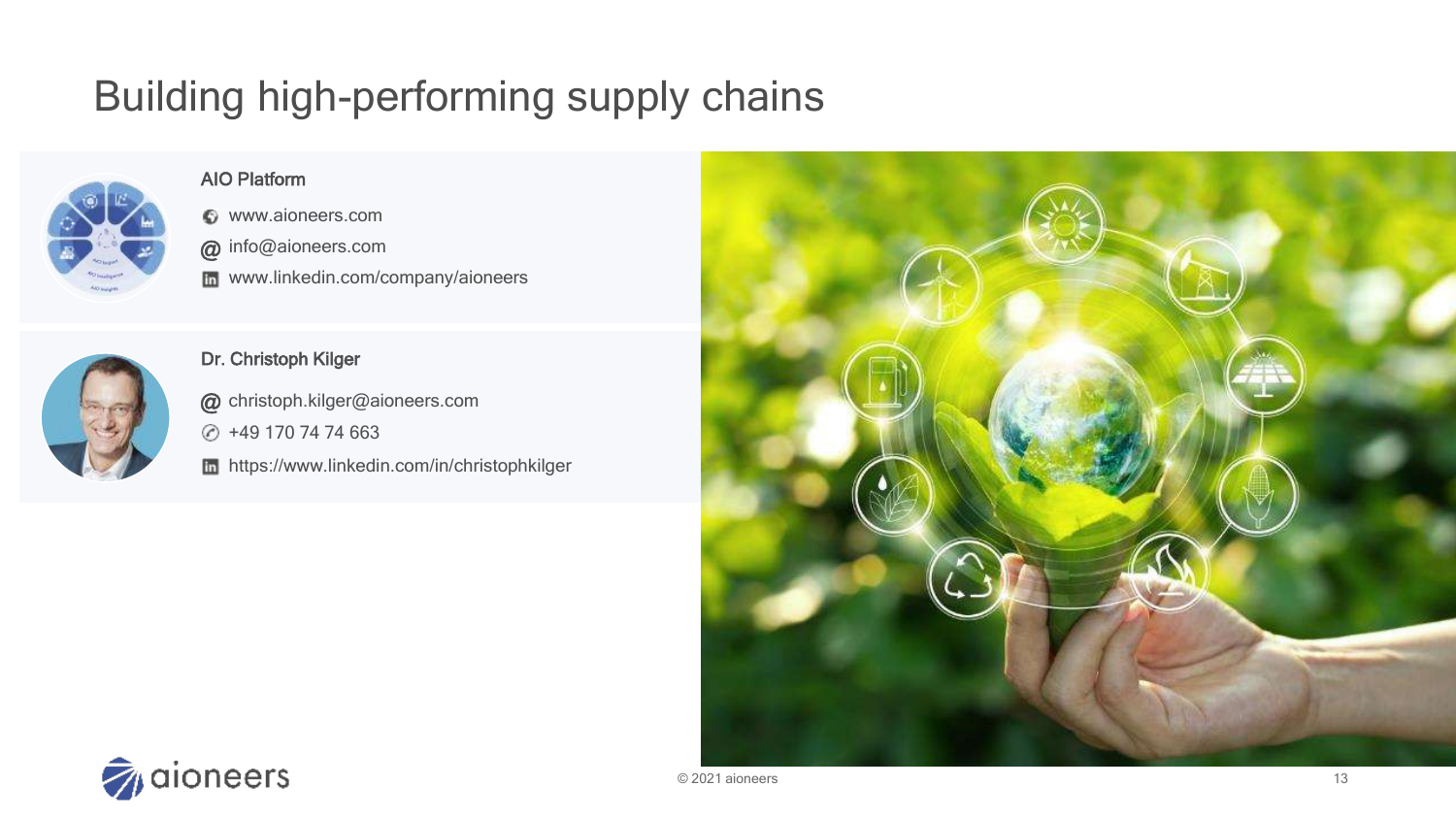# Building high-performing supply chains

**AIO Platform**

- www.aioneers.com
- info@aioneers.com
- www.linkedin.com/company/aioneers

**Dr. Christoph Kilger**

- christoph.kilger@aioneers.com
- +49 170 74 74 663
- https://www.linkedin.com/in/christophkilger

aioneers

© 2021 aioneers